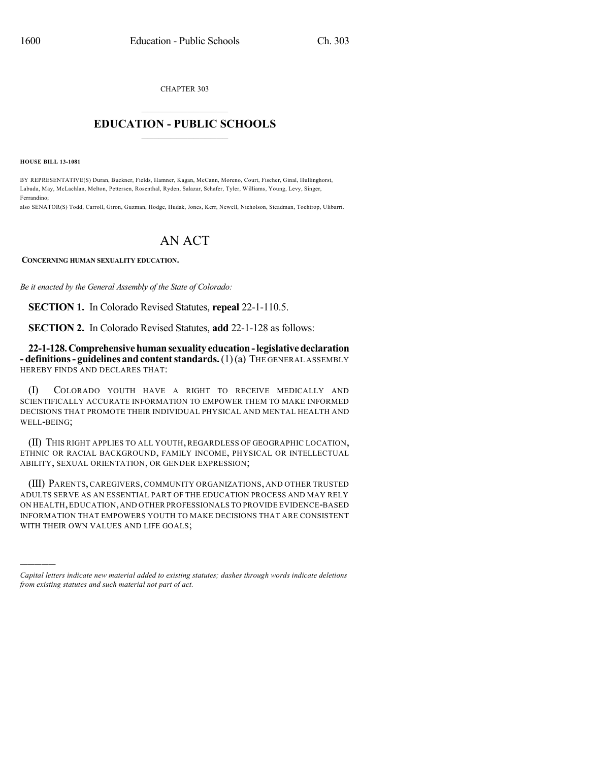CHAPTER 303

# EDUCATION - PUBLIC SCHOOLS

**HOUSE BILL 13-1081**

BY REPRESENTATIVE(S) Duran, Buckner, Fields, Hamner, Kagan, McCann, Moreno, Court, Fischer, Ginal, Hullinghorst, Labuda, May, McLachlan, Melton, Pettersen, Rosenthal, Ryden, Salazar, Schafer, Tyler, Williams, Young, Levy, Singer, Ferrandino;
also SENATOR(S) Todd, Carroll, Giron, Guzman, Hodge, Hudak, Jones, Kerr, Newell, Nicholson, Steadman, Tochtrop, Ulibarri.

# AN ACT

**CONCERNING HUMAN SEXUALITY EDUCATION.**

*Be it enacted by the General Assembly of the State of Colorado:*

**SECTION 1.** In Colorado Revised Statutes, **repeal** 22-1-110.5.

**SECTION 2.** In Colorado Revised Statutes, **add** 22-1-128 as follows:

**22-1-128. Comprehensive human sexuality education - legislative declaration - definitions - guidelines and content standards.** (1) (a) THE GENERAL ASSEMBLY HEREBY FINDS AND DECLARES THAT:

(I) COLORADO YOUTH HAVE A RIGHT TO RECEIVE MEDICALLY AND SCIENTIFICALLY ACCURATE INFORMATION TO EMPOWER THEM TO MAKE INFORMED DECISIONS THAT PROMOTE THEIR INDIVIDUAL PHYSICAL AND MENTAL HEALTH AND WELL-BEING;

(II) THIS RIGHT APPLIES TO ALL YOUTH, REGARDLESS OF GEOGRAPHIC LOCATION, ETHNIC OR RACIAL BACKGROUND, FAMILY INCOME, PHYSICAL OR INTELLECTUAL ABILITY, SEXUAL ORIENTATION, OR GENDER EXPRESSION;

(III) PARENTS, CAREGIVERS, COMMUNITY ORGANIZATIONS, AND OTHER TRUSTED ADULTS SERVE AS AN ESSENTIAL PART OF THE EDUCATION PROCESS AND MAY RELY ON HEALTH, EDUCATION, AND OTHER PROFESSIONALS TO PROVIDE EVIDENCE-BASED INFORMATION THAT EMPOWERS YOUTH TO MAKE DECISIONS THAT ARE CONSISTENT WITH THEIR OWN VALUES AND LIFE GOALS;

---

*Capital letters indicate new material added to existing statutes; dashes through words indicate deletions from existing statutes and such material not part of act.*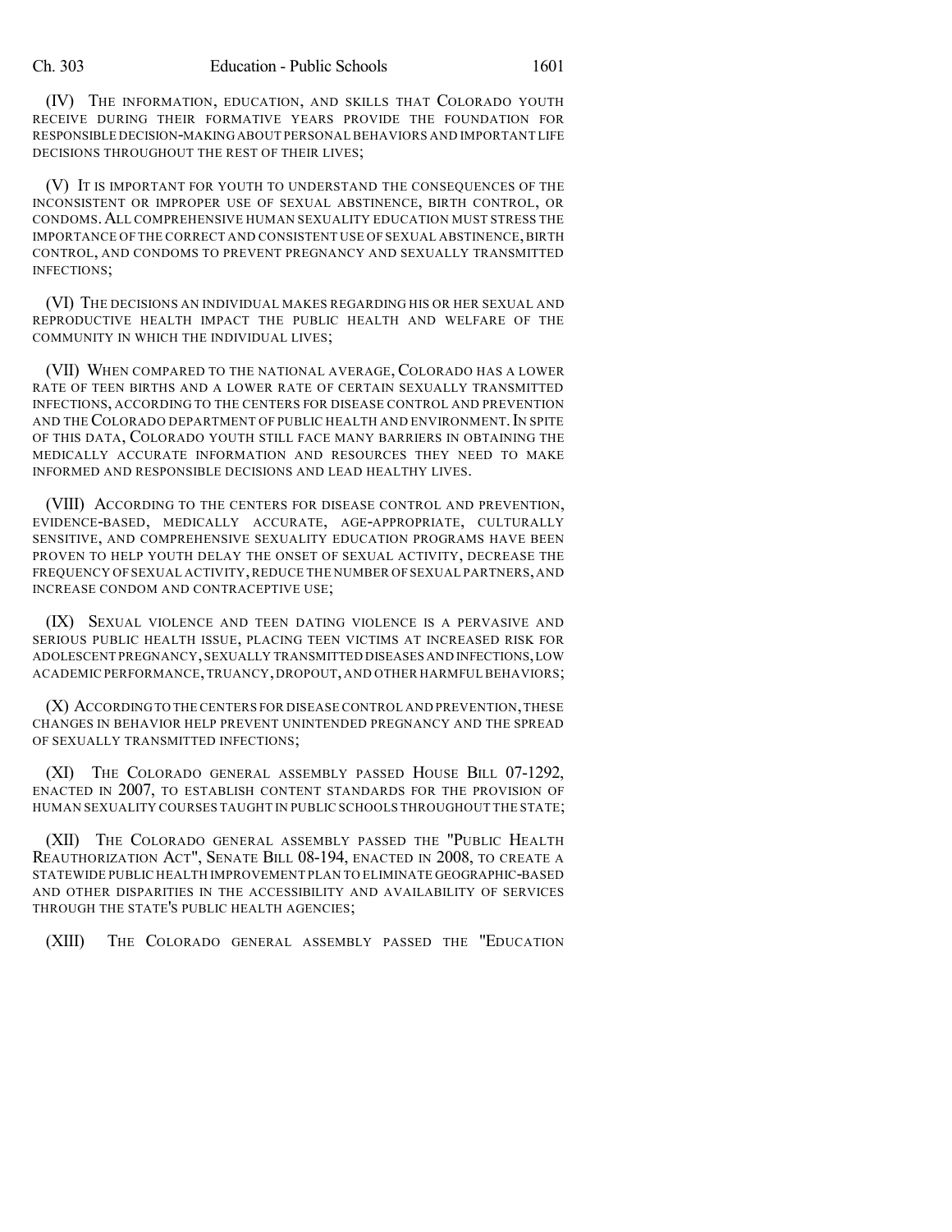(IV) THE INFORMATION, EDUCATION, AND SKILLS THAT COLORADO YOUTH RECEIVE DURING THEIR FORMATIVE YEARS PROVIDE THE FOUNDATION FOR RESPONSIBLE DECISION-MAKING ABOUT PERSONAL BEHAVIORS AND IMPORTANT LIFE DECISIONS THROUGHOUT THE REST OF THEIR LIVES;

(V) IT IS IMPORTANT FOR YOUTH TO UNDERSTAND THE CONSEQUENCES OF THE INCONSISTENT OR IMPROPER USE OF SEXUAL ABSTINENCE, BIRTH CONTROL, OR CONDOMS. ALL COMPREHENSIVE HUMAN SEXUALITY EDUCATION MUST STRESS THE IMPORTANCE OF THE CORRECT AND CONSISTENT USE OF SEXUAL ABSTINENCE, BIRTH CONTROL, AND CONDOMS TO PREVENT PREGNANCY AND SEXUALLY TRANSMITTED INFECTIONS;

(VI) THE DECISIONS AN INDIVIDUAL MAKES REGARDING HIS OR HER SEXUAL AND REPRODUCTIVE HEALTH IMPACT THE PUBLIC HEALTH AND WELFARE OF THE COMMUNITY IN WHICH THE INDIVIDUAL LIVES;

(VII) WHEN COMPARED TO THE NATIONAL AVERAGE, COLORADO HAS A LOWER RATE OF TEEN BIRTHS AND A LOWER RATE OF CERTAIN SEXUALLY TRANSMITTED INFECTIONS, ACCORDING TO THE CENTERS FOR DISEASE CONTROL AND PREVENTION AND THE COLORADO DEPARTMENT OF PUBLIC HEALTH AND ENVIRONMENT. IN SPITE OF THIS DATA, COLORADO YOUTH STILL FACE MANY BARRIERS IN OBTAINING THE MEDICALLY ACCURATE INFORMATION AND RESOURCES THEY NEED TO MAKE INFORMED AND RESPONSIBLE DECISIONS AND LEAD HEALTHY LIVES.

(VIII) ACCORDING TO THE CENTERS FOR DISEASE CONTROL AND PREVENTION, EVIDENCE-BASED, MEDICALLY ACCURATE, AGE-APPROPRIATE, CULTURALLY SENSITIVE, AND COMPREHENSIVE SEXUALITY EDUCATION PROGRAMS HAVE BEEN PROVEN TO HELP YOUTH DELAY THE ONSET OF SEXUAL ACTIVITY, DECREASE THE FREQUENCY OF SEXUAL ACTIVITY, REDUCE THE NUMBER OF SEXUAL PARTNERS, AND INCREASE CONDOM AND CONTRACEPTIVE USE;

(IX) SEXUAL VIOLENCE AND TEEN DATING VIOLENCE IS A PERVASIVE AND SERIOUS PUBLIC HEALTH ISSUE, PLACING TEEN VICTIMS AT INCREASED RISK FOR ADOLESCENT PREGNANCY, SEXUALLY TRANSMITTED DISEASES AND INFECTIONS, LOW ACADEMIC PERFORMANCE, TRUANCY, DROPOUT, AND OTHER HARMFUL BEHAVIORS;

(X) ACCORDING TO THE CENTERS FOR DISEASE CONTROL AND PREVENTION, THESE CHANGES IN BEHAVIOR HELP PREVENT UNINTENDED PREGNANCY AND THE SPREAD OF SEXUALLY TRANSMITTED INFECTIONS;

(XI) THE COLORADO GENERAL ASSEMBLY PASSED HOUSE BILL 07-1292, ENACTED IN 2007, TO ESTABLISH CONTENT STANDARDS FOR THE PROVISION OF HUMAN SEXUALITY COURSES TAUGHT IN PUBLIC SCHOOLS THROUGHOUT THE STATE;

(XII) THE COLORADO GENERAL ASSEMBLY PASSED THE "PUBLIC HEALTH REAUTHORIZATION ACT", SENATE BILL 08-194, ENACTED IN 2008, TO CREATE A STATEWIDE PUBLIC HEALTH IMPROVEMENT PLAN TO ELIMINATE GEOGRAPHIC-BASED AND OTHER DISPARITIES IN THE ACCESSIBILITY AND AVAILABILITY OF SERVICES THROUGH THE STATE'S PUBLIC HEALTH AGENCIES;

(XIII) THE COLORADO GENERAL ASSEMBLY PASSED THE "EDUCATION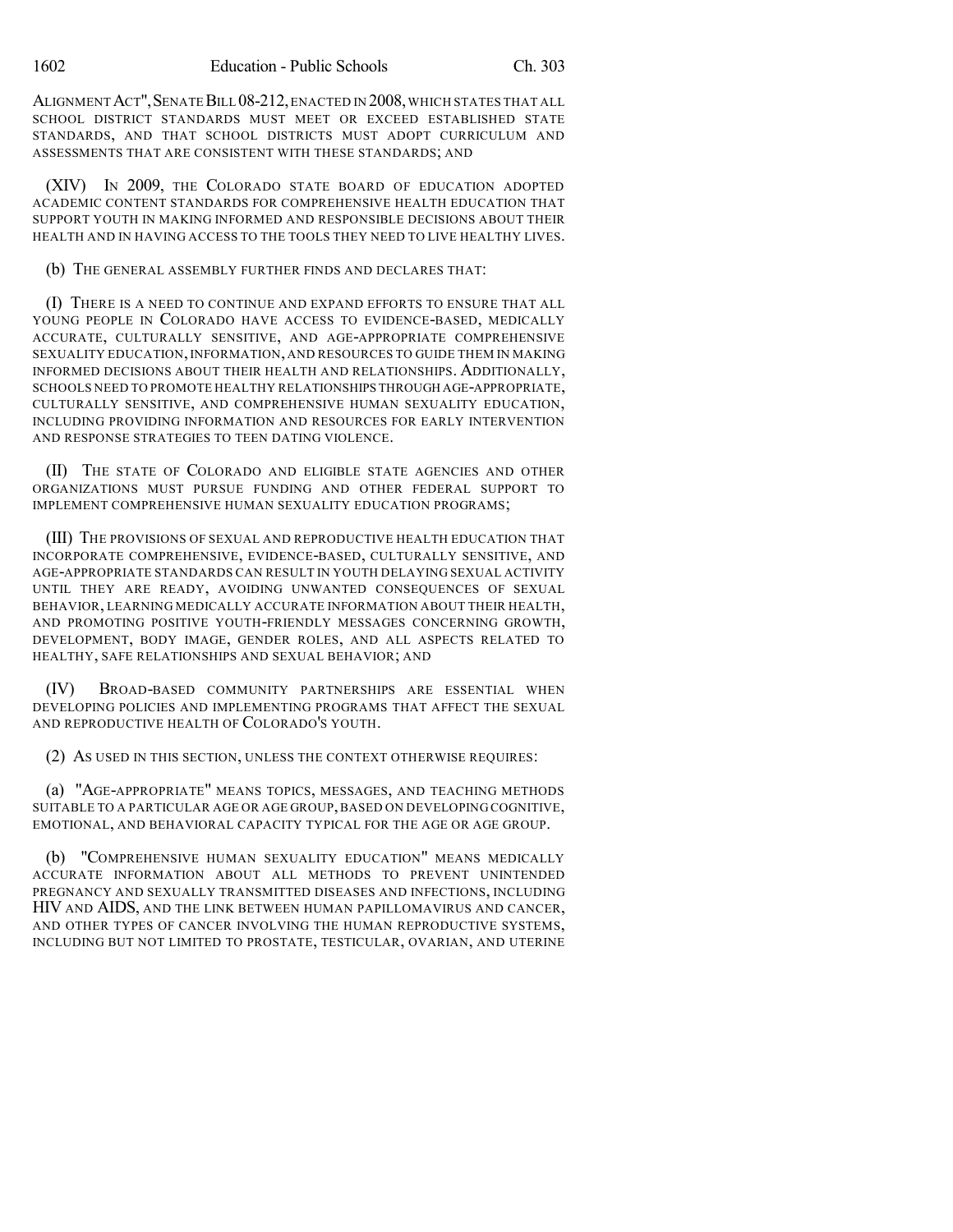ALIGNMENT ACT", SENATE BILL 08-212, ENACTED IN 2008, WHICH STATES THAT ALL SCHOOL DISTRICT STANDARDS MUST MEET OR EXCEED ESTABLISHED STATE STANDARDS, AND THAT SCHOOL DISTRICTS MUST ADOPT CURRICULUM AND ASSESSMENTS THAT ARE CONSISTENT WITH THESE STANDARDS; AND

(XIV) IN 2009, THE COLORADO STATE BOARD OF EDUCATION ADOPTED ACADEMIC CONTENT STANDARDS FOR COMPREHENSIVE HEALTH EDUCATION THAT SUPPORT YOUTH IN MAKING INFORMED AND RESPONSIBLE DECISIONS ABOUT THEIR HEALTH AND IN HAVING ACCESS TO THE TOOLS THEY NEED TO LIVE HEALTHY LIVES.

(b) THE GENERAL ASSEMBLY FURTHER FINDS AND DECLARES THAT:

(I) THERE IS A NEED TO CONTINUE AND EXPAND EFFORTS TO ENSURE THAT ALL YOUNG PEOPLE IN COLORADO HAVE ACCESS TO EVIDENCE-BASED, MEDICALLY ACCURATE, CULTURALLY SENSITIVE, AND AGE-APPROPRIATE COMPREHENSIVE SEXUALITY EDUCATION, INFORMATION, AND RESOURCES TO GUIDE THEM IN MAKING INFORMED DECISIONS ABOUT THEIR HEALTH AND RELATIONSHIPS. ADDITIONALLY, SCHOOLS NEED TO PROMOTE HEALTHY RELATIONSHIPS THROUGH AGE-APPROPRIATE, CULTURALLY SENSITIVE, AND COMPREHENSIVE HUMAN SEXUALITY EDUCATION, INCLUDING PROVIDING INFORMATION AND RESOURCES FOR EARLY INTERVENTION AND RESPONSE STRATEGIES TO TEEN DATING VIOLENCE.

(II) THE STATE OF COLORADO AND ELIGIBLE STATE AGENCIES AND OTHER ORGANIZATIONS MUST PURSUE FUNDING AND OTHER FEDERAL SUPPORT TO IMPLEMENT COMPREHENSIVE HUMAN SEXUALITY EDUCATION PROGRAMS;

(III) THE PROVISIONS OF SEXUAL AND REPRODUCTIVE HEALTH EDUCATION THAT INCORPORATE COMPREHENSIVE, EVIDENCE-BASED, CULTURALLY SENSITIVE, AND AGE-APPROPRIATE STANDARDS CAN RESULT IN YOUTH DELAYING SEXUAL ACTIVITY UNTIL THEY ARE READY, AVOIDING UNWANTED CONSEQUENCES OF SEXUAL BEHAVIOR, LEARNING MEDICALLY ACCURATE INFORMATION ABOUT THEIR HEALTH, AND PROMOTING POSITIVE YOUTH-FRIENDLY MESSAGES CONCERNING GROWTH, DEVELOPMENT, BODY IMAGE, GENDER ROLES, AND ALL ASPECTS RELATED TO HEALTHY, SAFE RELATIONSHIPS AND SEXUAL BEHAVIOR; AND

(IV) BROAD-BASED COMMUNITY PARTNERSHIPS ARE ESSENTIAL WHEN DEVELOPING POLICIES AND IMPLEMENTING PROGRAMS THAT AFFECT THE SEXUAL AND REPRODUCTIVE HEALTH OF COLORADO'S YOUTH.

(2) AS USED IN THIS SECTION, UNLESS THE CONTEXT OTHERWISE REQUIRES:

(a) "AGE-APPROPRIATE" MEANS TOPICS, MESSAGES, AND TEACHING METHODS SUITABLE TO A PARTICULAR AGE OR AGE GROUP, BASED ON DEVELOPING COGNITIVE, EMOTIONAL, AND BEHAVIORAL CAPACITY TYPICAL FOR THE AGE OR AGE GROUP.

(b) "COMPREHENSIVE HUMAN SEXUALITY EDUCATION" MEANS MEDICALLY ACCURATE INFORMATION ABOUT ALL METHODS TO PREVENT UNINTENDED PREGNANCY AND SEXUALLY TRANSMITTED DISEASES AND INFECTIONS, INCLUDING HIV AND AIDS, AND THE LINK BETWEEN HUMAN PAPILLOMAVIRUS AND CANCER, AND OTHER TYPES OF CANCER INVOLVING THE HUMAN REPRODUCTIVE SYSTEMS, INCLUDING BUT NOT LIMITED TO PROSTATE, TESTICULAR, OVARIAN, AND UTERINE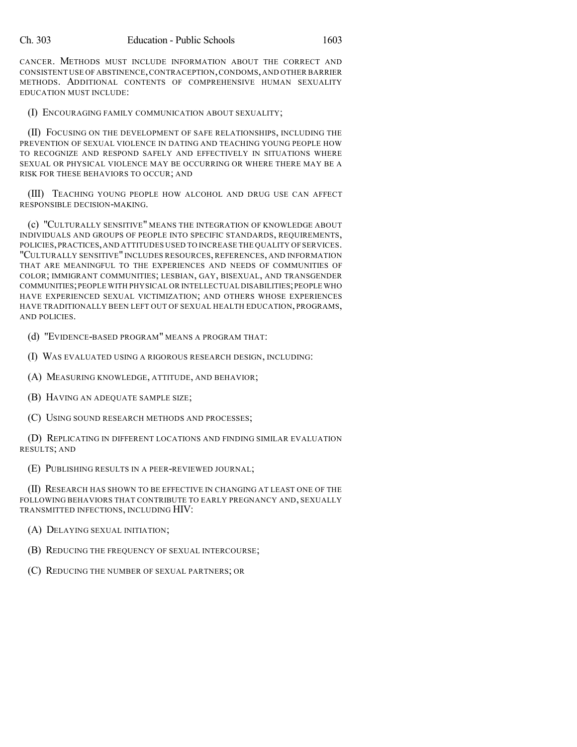CANCER. METHODS MUST INCLUDE INFORMATION ABOUT THE CORRECT AND CONSISTENT USE OF ABSTINENCE, CONTRACEPTION, CONDOMS, AND OTHER BARRIER METHODS. ADDITIONAL CONTENTS OF COMPREHENSIVE HUMAN SEXUALITY EDUCATION MUST INCLUDE:

(I) ENCOURAGING FAMILY COMMUNICATION ABOUT SEXUALITY;

(II) FOCUSING ON THE DEVELOPMENT OF SAFE RELATIONSHIPS, INCLUDING THE PREVENTION OF SEXUAL VIOLENCE IN DATING AND TEACHING YOUNG PEOPLE HOW TO RECOGNIZE AND RESPOND SAFELY AND EFFECTIVELY IN SITUATIONS WHERE SEXUAL OR PHYSICAL VIOLENCE MAY BE OCCURRING OR WHERE THERE MAY BE A RISK FOR THESE BEHAVIORS TO OCCUR; AND

(III) TEACHING YOUNG PEOPLE HOW ALCOHOL AND DRUG USE CAN AFFECT RESPONSIBLE DECISION-MAKING.

(c) "CULTURALLY SENSITIVE" MEANS THE INTEGRATION OF KNOWLEDGE ABOUT INDIVIDUALS AND GROUPS OF PEOPLE INTO SPECIFIC STANDARDS, REQUIREMENTS, POLICIES, PRACTICES, AND ATTITUDES USED TO INCREASE THE QUALITY OF SERVICES. "CULTURALLY SENSITIVE" INCLUDES RESOURCES, REFERENCES, AND INFORMATION THAT ARE MEANINGFUL TO THE EXPERIENCES AND NEEDS OF COMMUNITIES OF COLOR; IMMIGRANT COMMUNITIES; LESBIAN, GAY, BISEXUAL, AND TRANSGENDER COMMUNITIES; PEOPLE WITH PHYSICAL OR INTELLECTUAL DISABILITIES; PEOPLE WHO HAVE EXPERIENCED SEXUAL VICTIMIZATION; AND OTHERS WHOSE EXPERIENCES HAVE TRADITIONALLY BEEN LEFT OUT OF SEXUAL HEALTH EDUCATION, PROGRAMS, AND POLICIES.

(d) "EVIDENCE-BASED PROGRAM" MEANS A PROGRAM THAT:

(I) WAS EVALUATED USING A RIGOROUS RESEARCH DESIGN, INCLUDING:

(A) MEASURING KNOWLEDGE, ATTITUDE, AND BEHAVIOR;

(B) HAVING AN ADEQUATE SAMPLE SIZE;

(C) USING SOUND RESEARCH METHODS AND PROCESSES;

(D) REPLICATING IN DIFFERENT LOCATIONS AND FINDING SIMILAR EVALUATION RESULTS; AND

(E) PUBLISHING RESULTS IN A PEER-REVIEWED JOURNAL;

(II) RESEARCH HAS SHOWN TO BE EFFECTIVE IN CHANGING AT LEAST ONE OF THE FOLLOWING BEHAVIORS THAT CONTRIBUTE TO EARLY PREGNANCY AND, SEXUALLY TRANSMITTED INFECTIONS, INCLUDING HIV:

(A) DELAYING SEXUAL INITIATION;

(B) REDUCING THE FREQUENCY OF SEXUAL INTERCOURSE;

(C) REDUCING THE NUMBER OF SEXUAL PARTNERS; OR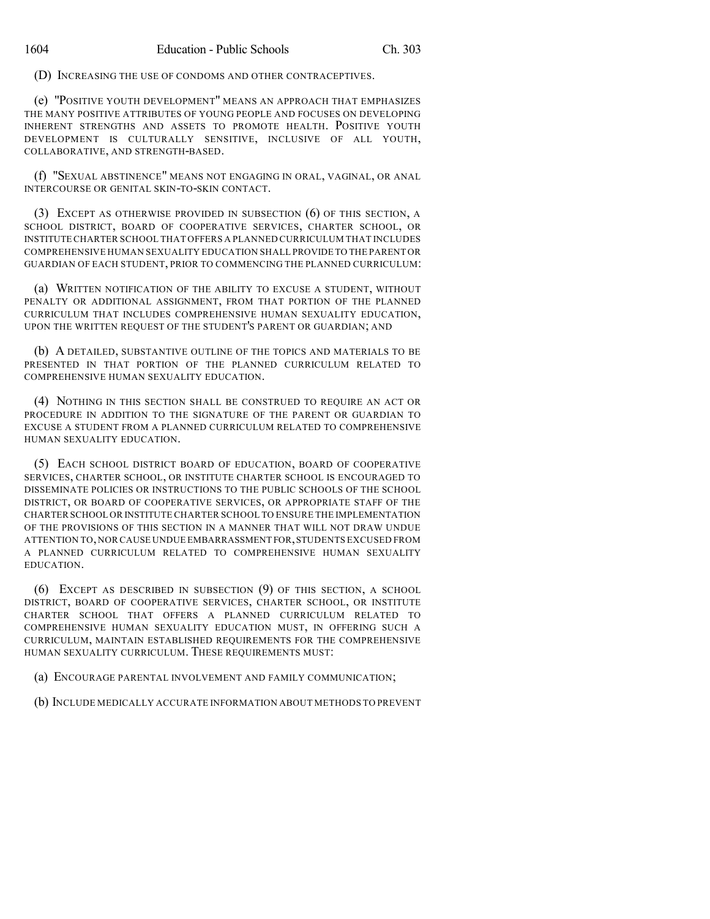(D) INCREASING THE USE OF CONDOMS AND OTHER CONTRACEPTIVES.

(e) "POSITIVE YOUTH DEVELOPMENT" MEANS AN APPROACH THAT EMPHASIZES THE MANY POSITIVE ATTRIBUTES OF YOUNG PEOPLE AND FOCUSES ON DEVELOPING INHERENT STRENGTHS AND ASSETS TO PROMOTE HEALTH. POSITIVE YOUTH DEVELOPMENT IS CULTURALLY SENSITIVE, INCLUSIVE OF ALL YOUTH, COLLABORATIVE, AND STRENGTH-BASED.

(f) "SEXUAL ABSTINENCE" MEANS NOT ENGAGING IN ORAL, VAGINAL, OR ANAL INTERCOURSE OR GENITAL SKIN-TO-SKIN CONTACT.

(3) EXCEPT AS OTHERWISE PROVIDED IN SUBSECTION (6) OF THIS SECTION, A SCHOOL DISTRICT, BOARD OF COOPERATIVE SERVICES, CHARTER SCHOOL, OR INSTITUTE CHARTER SCHOOL THAT OFFERS A PLANNED CURRICULUM THAT INCLUDES COMPREHENSIVE HUMAN SEXUALITY EDUCATION SHALL PROVIDE TO THE PARENT OR GUARDIAN OF EACH STUDENT, PRIOR TO COMMENCING THE PLANNED CURRICULUM:

(a) WRITTEN NOTIFICATION OF THE ABILITY TO EXCUSE A STUDENT, WITHOUT PENALTY OR ADDITIONAL ASSIGNMENT, FROM THAT PORTION OF THE PLANNED CURRICULUM THAT INCLUDES COMPREHENSIVE HUMAN SEXUALITY EDUCATION, UPON THE WRITTEN REQUEST OF THE STUDENT'S PARENT OR GUARDIAN; AND

(b) A DETAILED, SUBSTANTIVE OUTLINE OF THE TOPICS AND MATERIALS TO BE PRESENTED IN THAT PORTION OF THE PLANNED CURRICULUM RELATED TO COMPREHENSIVE HUMAN SEXUALITY EDUCATION.

(4) NOTHING IN THIS SECTION SHALL BE CONSTRUED TO REQUIRE AN ACT OR PROCEDURE IN ADDITION TO THE SIGNATURE OF THE PARENT OR GUARDIAN TO EXCUSE A STUDENT FROM A PLANNED CURRICULUM RELATED TO COMPREHENSIVE HUMAN SEXUALITY EDUCATION.

(5) EACH SCHOOL DISTRICT BOARD OF EDUCATION, BOARD OF COOPERATIVE SERVICES, CHARTER SCHOOL, OR INSTITUTE CHARTER SCHOOL IS ENCOURAGED TO DISSEMINATE POLICIES OR INSTRUCTIONS TO THE PUBLIC SCHOOLS OF THE SCHOOL DISTRICT, OR BOARD OF COOPERATIVE SERVICES, OR APPROPRIATE STAFF OF THE CHARTER SCHOOL OR INSTITUTE CHARTER SCHOOL TO ENSURE THE IMPLEMENTATION OF THE PROVISIONS OF THIS SECTION IN A MANNER THAT WILL NOT DRAW UNDUE ATTENTION TO, NOR CAUSE UNDUE EMBARRASSMENT FOR, STUDENTS EXCUSED FROM A PLANNED CURRICULUM RELATED TO COMPREHENSIVE HUMAN SEXUALITY EDUCATION.

(6) EXCEPT AS DESCRIBED IN SUBSECTION (9) OF THIS SECTION, A SCHOOL DISTRICT, BOARD OF COOPERATIVE SERVICES, CHARTER SCHOOL, OR INSTITUTE CHARTER SCHOOL THAT OFFERS A PLANNED CURRICULUM RELATED TO COMPREHENSIVE HUMAN SEXUALITY EDUCATION MUST, IN OFFERING SUCH A CURRICULUM, MAINTAIN ESTABLISHED REQUIREMENTS FOR THE COMPREHENSIVE HUMAN SEXUALITY CURRICULUM. THESE REQUIREMENTS MUST:

(a) ENCOURAGE PARENTAL INVOLVEMENT AND FAMILY COMMUNICATION;

(b) INCLUDE MEDICALLY ACCURATE INFORMATION ABOUT METHODS TO PREVENT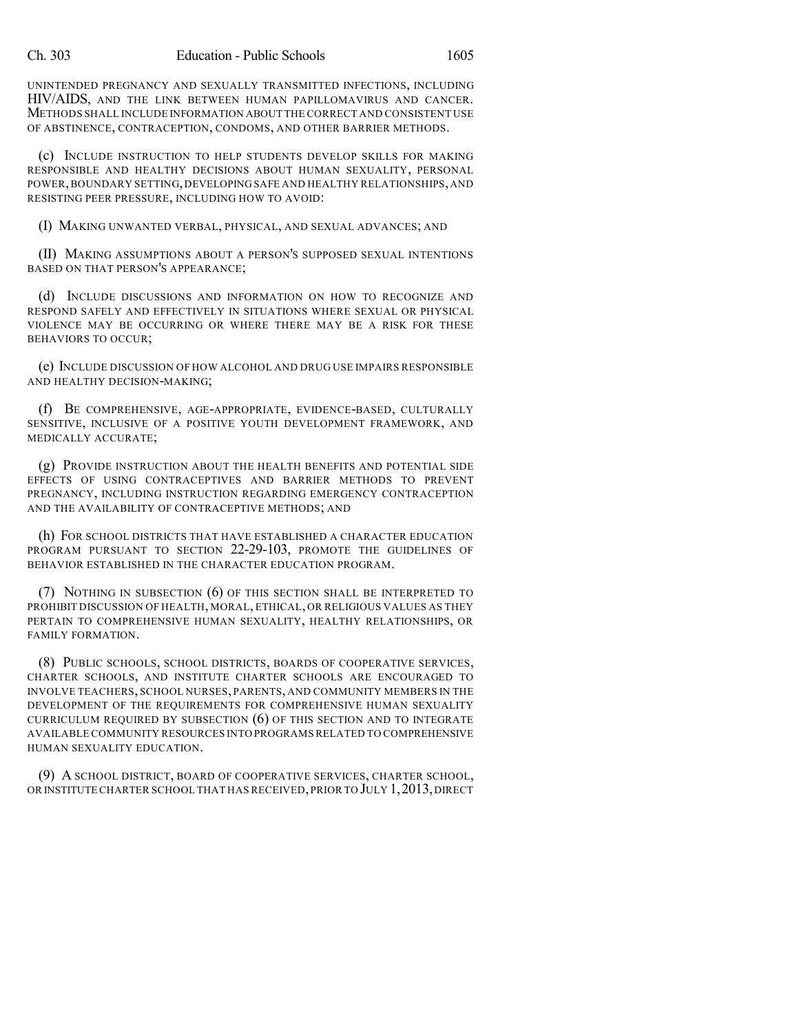UNINTENDED PREGNANCY AND SEXUALLY TRANSMITTED INFECTIONS, INCLUDING HIV/AIDS, AND THE LINK BETWEEN HUMAN PAPILLOMAVIRUS AND CANCER. METHODS SHALL INCLUDE INFORMATION ABOUT THE CORRECT AND CONSISTENT USE OF ABSTINENCE, CONTRACEPTION, CONDOMS, AND OTHER BARRIER METHODS.

(c) INCLUDE INSTRUCTION TO HELP STUDENTS DEVELOP SKILLS FOR MAKING RESPONSIBLE AND HEALTHY DECISIONS ABOUT HUMAN SEXUALITY, PERSONAL POWER, BOUNDARY SETTING, DEVELOPING SAFE AND HEALTHY RELATIONSHIPS, AND RESISTING PEER PRESSURE, INCLUDING HOW TO AVOID:

(I) MAKING UNWANTED VERBAL, PHYSICAL, AND SEXUAL ADVANCES; AND

(II) MAKING ASSUMPTIONS ABOUT A PERSON'S SUPPOSED SEXUAL INTENTIONS BASED ON THAT PERSON'S APPEARANCE;

(d) INCLUDE DISCUSSIONS AND INFORMATION ON HOW TO RECOGNIZE AND RESPOND SAFELY AND EFFECTIVELY IN SITUATIONS WHERE SEXUAL OR PHYSICAL VIOLENCE MAY BE OCCURRING OR WHERE THERE MAY BE A RISK FOR THESE BEHAVIORS TO OCCUR;

(e) INCLUDE DISCUSSION OF HOW ALCOHOL AND DRUG USE IMPAIRS RESPONSIBLE AND HEALTHY DECISION-MAKING;

(f) BE COMPREHENSIVE, AGE-APPROPRIATE, EVIDENCE-BASED, CULTURALLY SENSITIVE, INCLUSIVE OF A POSITIVE YOUTH DEVELOPMENT FRAMEWORK, AND MEDICALLY ACCURATE;

(g) PROVIDE INSTRUCTION ABOUT THE HEALTH BENEFITS AND POTENTIAL SIDE EFFECTS OF USING CONTRACEPTIVES AND BARRIER METHODS TO PREVENT PREGNANCY, INCLUDING INSTRUCTION REGARDING EMERGENCY CONTRACEPTION AND THE AVAILABILITY OF CONTRACEPTIVE METHODS; AND

(h) FOR SCHOOL DISTRICTS THAT HAVE ESTABLISHED A CHARACTER EDUCATION PROGRAM PURSUANT TO SECTION 22-29-103, PROMOTE THE GUIDELINES OF BEHAVIOR ESTABLISHED IN THE CHARACTER EDUCATION PROGRAM.

(7) NOTHING IN SUBSECTION (6) OF THIS SECTION SHALL BE INTERPRETED TO PROHIBIT DISCUSSION OF HEALTH, MORAL, ETHICAL, OR RELIGIOUS VALUES AS THEY PERTAIN TO COMPREHENSIVE HUMAN SEXUALITY, HEALTHY RELATIONSHIPS, OR FAMILY FORMATION.

(8) PUBLIC SCHOOLS, SCHOOL DISTRICTS, BOARDS OF COOPERATIVE SERVICES, CHARTER SCHOOLS, AND INSTITUTE CHARTER SCHOOLS ARE ENCOURAGED TO INVOLVE TEACHERS, SCHOOL NURSES, PARENTS, AND COMMUNITY MEMBERS IN THE DEVELOPMENT OF THE REQUIREMENTS FOR COMPREHENSIVE HUMAN SEXUALITY CURRICULUM REQUIRED BY SUBSECTION (6) OF THIS SECTION AND TO INTEGRATE AVAILABLE COMMUNITY RESOURCES INTO PROGRAMS RELATED TO COMPREHENSIVE HUMAN SEXUALITY EDUCATION.

(9) A SCHOOL DISTRICT, BOARD OF COOPERATIVE SERVICES, CHARTER SCHOOL, OR INSTITUTE CHARTER SCHOOL THAT HAS RECEIVED, PRIOR TO JULY 1, 2013, DIRECT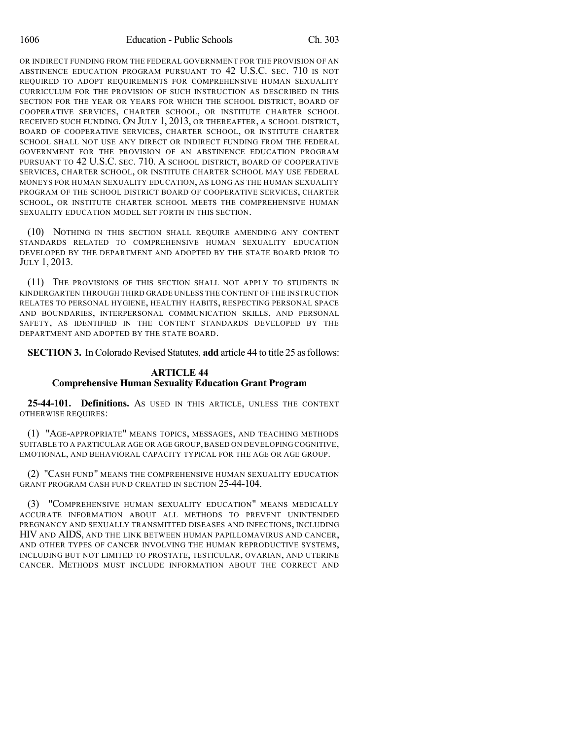OR INDIRECT FUNDING FROM THE FEDERAL GOVERNMENT FOR THE PROVISION OF AN ABSTINENCE EDUCATION PROGRAM PURSUANT TO 42 U.S.C. SEC. 710 IS NOT REQUIRED TO ADOPT REQUIREMENTS FOR COMPREHENSIVE HUMAN SEXUALITY CURRICULUM FOR THE PROVISION OF SUCH INSTRUCTION AS DESCRIBED IN THIS SECTION FOR THE YEAR OR YEARS FOR WHICH THE SCHOOL DISTRICT, BOARD OF COOPERATIVE SERVICES, CHARTER SCHOOL, OR INSTITUTE CHARTER SCHOOL RECEIVED SUCH FUNDING. ON JULY 1, 2013, OR THEREAFTER, A SCHOOL DISTRICT, BOARD OF COOPERATIVE SERVICES, CHARTER SCHOOL, OR INSTITUTE CHARTER SCHOOL SHALL NOT USE ANY DIRECT OR INDIRECT FUNDING FROM THE FEDERAL GOVERNMENT FOR THE PROVISION OF AN ABSTINENCE EDUCATION PROGRAM PURSUANT TO 42 U.S.C. SEC. 710. A SCHOOL DISTRICT, BOARD OF COOPERATIVE SERVICES, CHARTER SCHOOL, OR INSTITUTE CHARTER SCHOOL MAY USE FEDERAL MONEYS FOR HUMAN SEXUALITY EDUCATION, AS LONG AS THE HUMAN SEXUALITY PROGRAM OF THE SCHOOL DISTRICT BOARD OF COOPERATIVE SERVICES, CHARTER SCHOOL, OR INSTITUTE CHARTER SCHOOL MEETS THE COMPREHENSIVE HUMAN SEXUALITY EDUCATION MODEL SET FORTH IN THIS SECTION.

(10) NOTHING IN THIS SECTION SHALL REQUIRE AMENDING ANY CONTENT STANDARDS RELATED TO COMPREHENSIVE HUMAN SEXUALITY EDUCATION DEVELOPED BY THE DEPARTMENT AND ADOPTED BY THE STATE BOARD PRIOR TO JULY 1, 2013.

(11) THE PROVISIONS OF THIS SECTION SHALL NOT APPLY TO STUDENTS IN KINDERGARTEN THROUGH THIRD GRADE UNLESS THE CONTENT OF THE INSTRUCTION RELATES TO PERSONAL HYGIENE, HEALTHY HABITS, RESPECTING PERSONAL SPACE AND BOUNDARIES, INTERPERSONAL COMMUNICATION SKILLS, AND PERSONAL SAFETY, AS IDENTIFIED IN THE CONTENT STANDARDS DEVELOPED BY THE DEPARTMENT AND ADOPTED BY THE STATE BOARD.

**SECTION 3.** In Colorado Revised Statutes, **add** article 44 to title 25 as follows:

## ARTICLE 44
## Comprehensive Human Sexuality Education Grant Program

**25-44-101. Definitions.** AS USED IN THIS ARTICLE, UNLESS THE CONTEXT OTHERWISE REQUIRES:

(1) "AGE-APPROPRIATE" MEANS TOPICS, MESSAGES, AND TEACHING METHODS SUITABLE TO A PARTICULAR AGE OR AGE GROUP, BASED ON DEVELOPING COGNITIVE, EMOTIONAL, AND BEHAVIORAL CAPACITY TYPICAL FOR THE AGE OR AGE GROUP.

(2) "CASH FUND" MEANS THE COMPREHENSIVE HUMAN SEXUALITY EDUCATION GRANT PROGRAM CASH FUND CREATED IN SECTION 25-44-104.

(3) "COMPREHENSIVE HUMAN SEXUALITY EDUCATION" MEANS MEDICALLY ACCURATE INFORMATION ABOUT ALL METHODS TO PREVENT UNINTENDED PREGNANCY AND SEXUALLY TRANSMITTED DISEASES AND INFECTIONS, INCLUDING HIV AND AIDS, AND THE LINK BETWEEN HUMAN PAPILLOMAVIRUS AND CANCER, AND OTHER TYPES OF CANCER INVOLVING THE HUMAN REPRODUCTIVE SYSTEMS, INCLUDING BUT NOT LIMITED TO PROSTATE, TESTICULAR, OVARIAN, AND UTERINE CANCER. METHODS MUST INCLUDE INFORMATION ABOUT THE CORRECT AND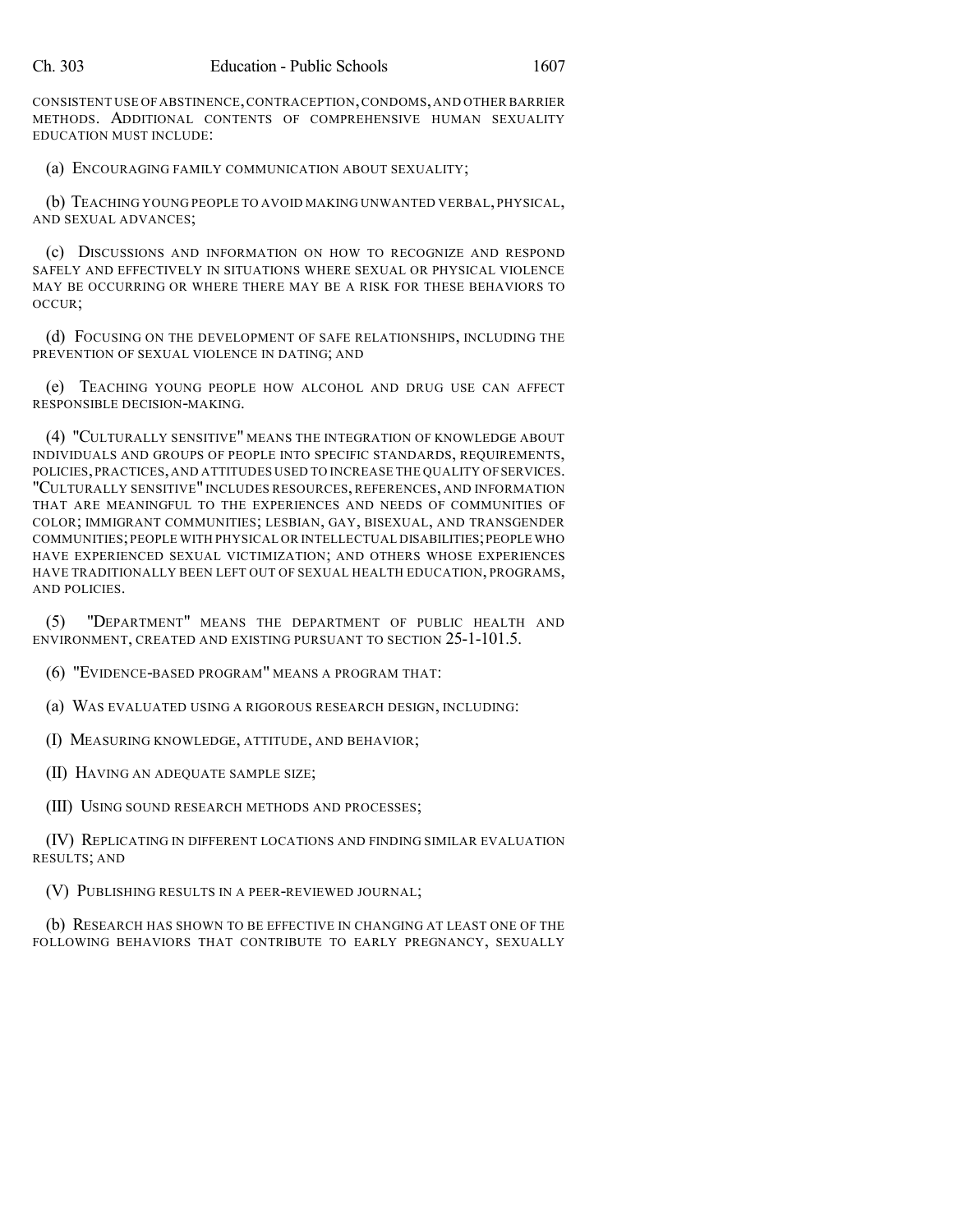CONSISTENT USE OF ABSTINENCE, CONTRACEPTION, CONDOMS, AND OTHER BARRIER METHODS. ADDITIONAL CONTENTS OF COMPREHENSIVE HUMAN SEXUALITY EDUCATION MUST INCLUDE:

(a) ENCOURAGING FAMILY COMMUNICATION ABOUT SEXUALITY;

(b) TEACHING YOUNG PEOPLE TO AVOID MAKING UNWANTED VERBAL, PHYSICAL, AND SEXUAL ADVANCES;

(c) DISCUSSIONS AND INFORMATION ON HOW TO RECOGNIZE AND RESPOND SAFELY AND EFFECTIVELY IN SITUATIONS WHERE SEXUAL OR PHYSICAL VIOLENCE MAY BE OCCURRING OR WHERE THERE MAY BE A RISK FOR THESE BEHAVIORS TO OCCUR;

(d) FOCUSING ON THE DEVELOPMENT OF SAFE RELATIONSHIPS, INCLUDING THE PREVENTION OF SEXUAL VIOLENCE IN DATING; AND

(e) TEACHING YOUNG PEOPLE HOW ALCOHOL AND DRUG USE CAN AFFECT RESPONSIBLE DECISION-MAKING.

(4) "CULTURALLY SENSITIVE" MEANS THE INTEGRATION OF KNOWLEDGE ABOUT INDIVIDUALS AND GROUPS OF PEOPLE INTO SPECIFIC STANDARDS, REQUIREMENTS, POLICIES, PRACTICES, AND ATTITUDES USED TO INCREASE THE QUALITY OF SERVICES. "CULTURALLY SENSITIVE" INCLUDES RESOURCES, REFERENCES, AND INFORMATION THAT ARE MEANINGFUL TO THE EXPERIENCES AND NEEDS OF COMMUNITIES OF COLOR; IMMIGRANT COMMUNITIES; LESBIAN, GAY, BISEXUAL, AND TRANSGENDER COMMUNITIES; PEOPLE WITH PHYSICAL OR INTELLECTUAL DISABILITIES; PEOPLE WHO HAVE EXPERIENCED SEXUAL VICTIMIZATION; AND OTHERS WHOSE EXPERIENCES HAVE TRADITIONALLY BEEN LEFT OUT OF SEXUAL HEALTH EDUCATION, PROGRAMS, AND POLICIES.

(5) "DEPARTMENT" MEANS THE DEPARTMENT OF PUBLIC HEALTH AND ENVIRONMENT, CREATED AND EXISTING PURSUANT TO SECTION 25-1-101.5.

(6) "EVIDENCE-BASED PROGRAM" MEANS A PROGRAM THAT:

(a) WAS EVALUATED USING A RIGOROUS RESEARCH DESIGN, INCLUDING:

(I) MEASURING KNOWLEDGE, ATTITUDE, AND BEHAVIOR;

(II) HAVING AN ADEQUATE SAMPLE SIZE;

(III) USING SOUND RESEARCH METHODS AND PROCESSES;

(IV) REPLICATING IN DIFFERENT LOCATIONS AND FINDING SIMILAR EVALUATION RESULTS; AND

(V) PUBLISHING RESULTS IN A PEER-REVIEWED JOURNAL;

(b) RESEARCH HAS SHOWN TO BE EFFECTIVE IN CHANGING AT LEAST ONE OF THE FOLLOWING BEHAVIORS THAT CONTRIBUTE TO EARLY PREGNANCY, SEXUALLY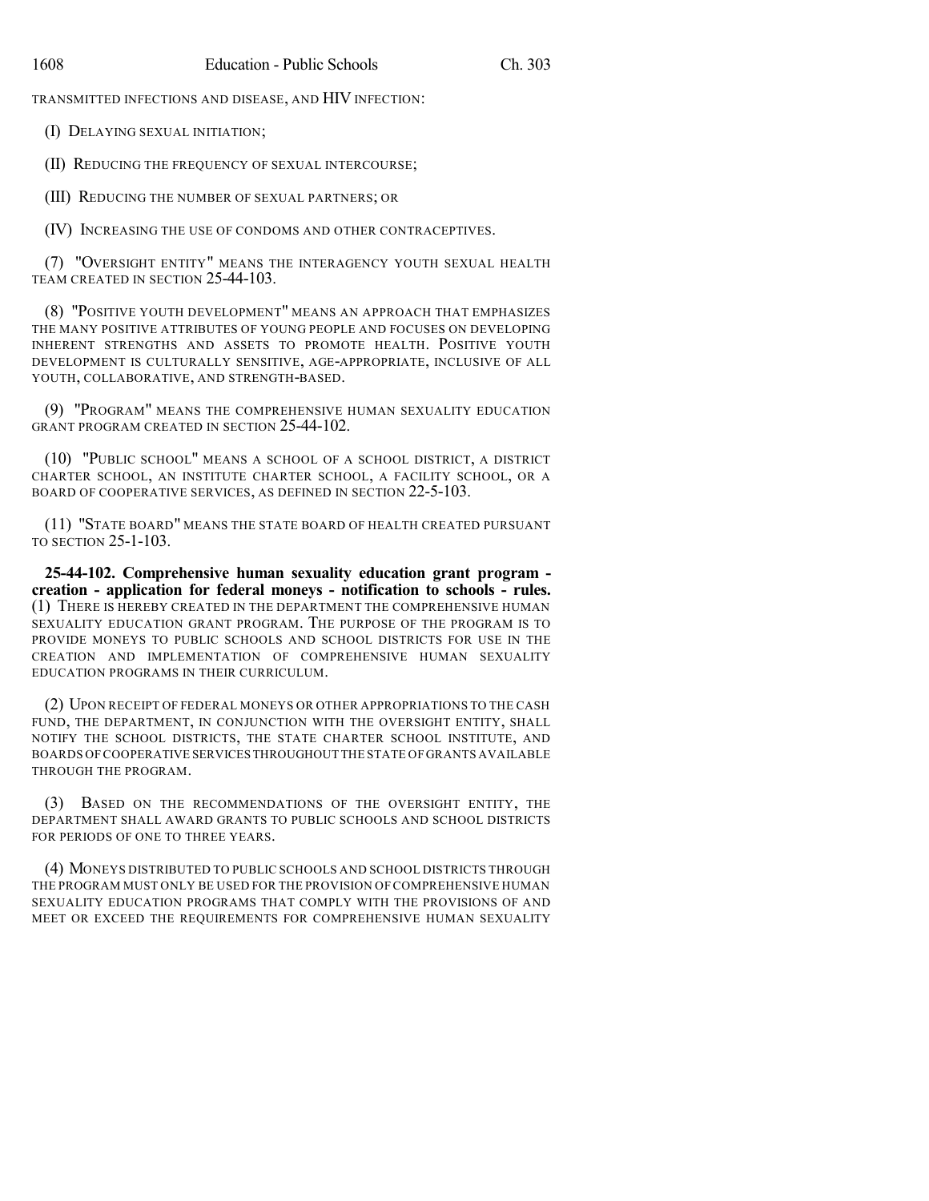TRANSMITTED INFECTIONS AND DISEASE, AND HIV INFECTION:

(I) DELAYING SEXUAL INITIATION;

(II) REDUCING THE FREQUENCY OF SEXUAL INTERCOURSE;

(III) REDUCING THE NUMBER OF SEXUAL PARTNERS; OR

(IV) INCREASING THE USE OF CONDOMS AND OTHER CONTRACEPTIVES.

(7) "OVERSIGHT ENTITY" MEANS THE INTERAGENCY YOUTH SEXUAL HEALTH TEAM CREATED IN SECTION 25-44-103.

(8) "POSITIVE YOUTH DEVELOPMENT" MEANS AN APPROACH THAT EMPHASIZES THE MANY POSITIVE ATTRIBUTES OF YOUNG PEOPLE AND FOCUSES ON DEVELOPING INHERENT STRENGTHS AND ASSETS TO PROMOTE HEALTH. POSITIVE YOUTH DEVELOPMENT IS CULTURALLY SENSITIVE, AGE-APPROPRIATE, INCLUSIVE OF ALL YOUTH, COLLABORATIVE, AND STRENGTH-BASED.

(9) "PROGRAM" MEANS THE COMPREHENSIVE HUMAN SEXUALITY EDUCATION GRANT PROGRAM CREATED IN SECTION 25-44-102.

(10) "PUBLIC SCHOOL" MEANS A SCHOOL OF A SCHOOL DISTRICT, A DISTRICT CHARTER SCHOOL, AN INSTITUTE CHARTER SCHOOL, A FACILITY SCHOOL, OR A BOARD OF COOPERATIVE SERVICES, AS DEFINED IN SECTION 22-5-103.

(11) "STATE BOARD" MEANS THE STATE BOARD OF HEALTH CREATED PURSUANT TO SECTION 25-1-103.

**25-44-102. Comprehensive human sexuality education grant program - creation - application for federal moneys - notification to schools - rules.** (1) THERE IS HEREBY CREATED IN THE DEPARTMENT THE COMPREHENSIVE HUMAN SEXUALITY EDUCATION GRANT PROGRAM. THE PURPOSE OF THE PROGRAM IS TO PROVIDE MONEYS TO PUBLIC SCHOOLS AND SCHOOL DISTRICTS FOR USE IN THE CREATION AND IMPLEMENTATION OF COMPREHENSIVE HUMAN SEXUALITY EDUCATION PROGRAMS IN THEIR CURRICULUM.

(2) UPON RECEIPT OF FEDERAL MONEYS OR OTHER APPROPRIATIONS TO THE CASH FUND, THE DEPARTMENT, IN CONJUNCTION WITH THE OVERSIGHT ENTITY, SHALL NOTIFY THE SCHOOL DISTRICTS, THE STATE CHARTER SCHOOL INSTITUTE, AND BOARDS OF COOPERATIVE SERVICES THROUGHOUT THE STATE OF GRANTS AVAILABLE THROUGH THE PROGRAM.

(3) BASED ON THE RECOMMENDATIONS OF THE OVERSIGHT ENTITY, THE DEPARTMENT SHALL AWARD GRANTS TO PUBLIC SCHOOLS AND SCHOOL DISTRICTS FOR PERIODS OF ONE TO THREE YEARS.

(4) MONEYS DISTRIBUTED TO PUBLIC SCHOOLS AND SCHOOL DISTRICTS THROUGH THE PROGRAM MUST ONLY BE USED FOR THE PROVISION OF COMPREHENSIVE HUMAN SEXUALITY EDUCATION PROGRAMS THAT COMPLY WITH THE PROVISIONS OF AND MEET OR EXCEED THE REQUIREMENTS FOR COMPREHENSIVE HUMAN SEXUALITY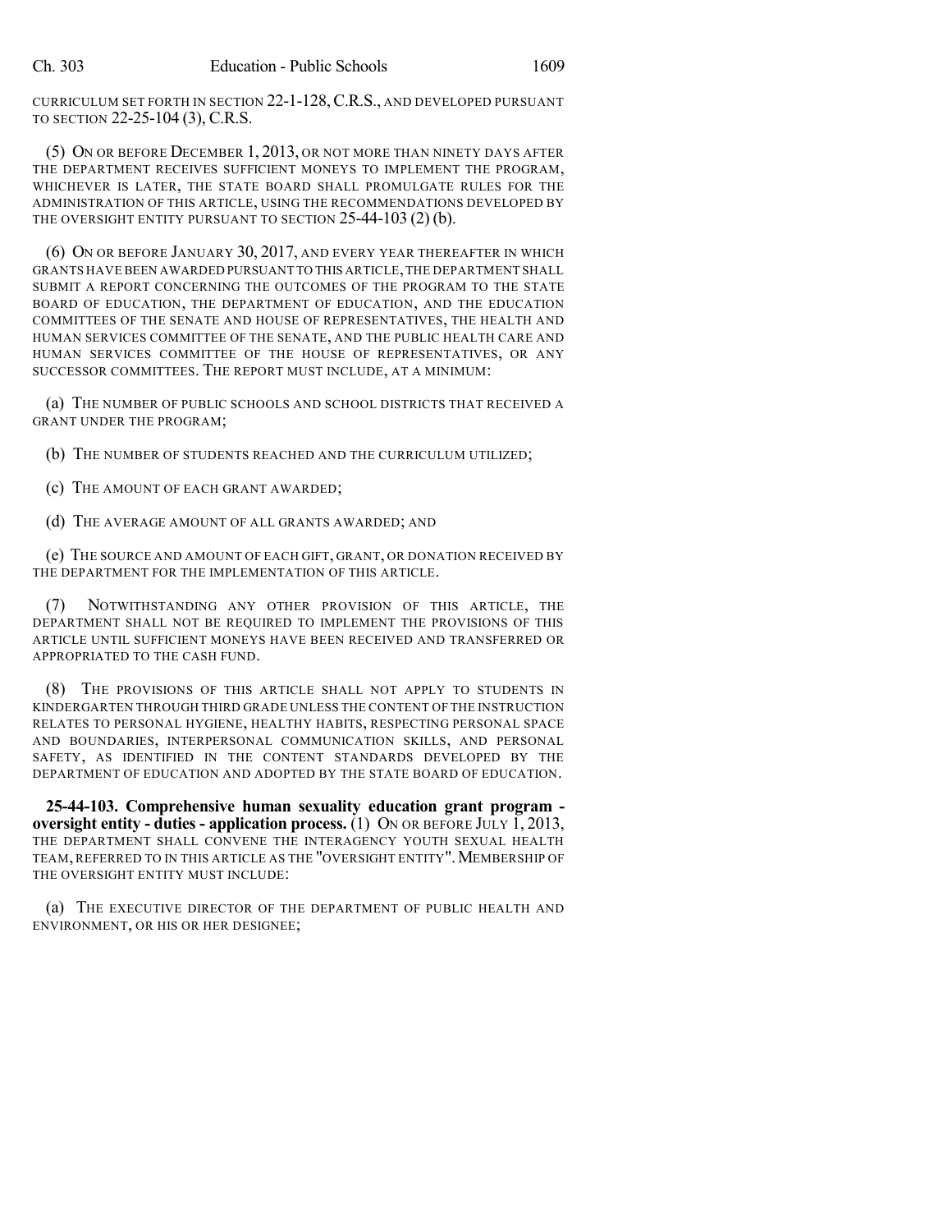CURRICULUM SET FORTH IN SECTION 22-1-128, C.R.S., AND DEVELOPED PURSUANT TO SECTION 22-25-104 (3), C.R.S.

(5) ON OR BEFORE DECEMBER 1, 2013, OR NOT MORE THAN NINETY DAYS AFTER THE DEPARTMENT RECEIVES SUFFICIENT MONEYS TO IMPLEMENT THE PROGRAM, WHICHEVER IS LATER, THE STATE BOARD SHALL PROMULGATE RULES FOR THE ADMINISTRATION OF THIS ARTICLE, USING THE RECOMMENDATIONS DEVELOPED BY THE OVERSIGHT ENTITY PURSUANT TO SECTION 25-44-103 (2) (b).

(6) ON OR BEFORE JANUARY 30, 2017, AND EVERY YEAR THEREAFTER IN WHICH GRANTS HAVE BEEN AWARDED PURSUANT TO THIS ARTICLE, THE DEPARTMENT SHALL SUBMIT A REPORT CONCERNING THE OUTCOMES OF THE PROGRAM TO THE STATE BOARD OF EDUCATION, THE DEPARTMENT OF EDUCATION, AND THE EDUCATION COMMITTEES OF THE SENATE AND HOUSE OF REPRESENTATIVES, THE HEALTH AND HUMAN SERVICES COMMITTEE OF THE SENATE, AND THE PUBLIC HEALTH CARE AND HUMAN SERVICES COMMITTEE OF THE HOUSE OF REPRESENTATIVES, OR ANY SUCCESSOR COMMITTEES. THE REPORT MUST INCLUDE, AT A MINIMUM:

(a) THE NUMBER OF PUBLIC SCHOOLS AND SCHOOL DISTRICTS THAT RECEIVED A GRANT UNDER THE PROGRAM;

(b) THE NUMBER OF STUDENTS REACHED AND THE CURRICULUM UTILIZED;

(c) THE AMOUNT OF EACH GRANT AWARDED;

(d) THE AVERAGE AMOUNT OF ALL GRANTS AWARDED; AND

(e) THE SOURCE AND AMOUNT OF EACH GIFT, GRANT, OR DONATION RECEIVED BY THE DEPARTMENT FOR THE IMPLEMENTATION OF THIS ARTICLE.

(7) NOTWITHSTANDING ANY OTHER PROVISION OF THIS ARTICLE, THE DEPARTMENT SHALL NOT BE REQUIRED TO IMPLEMENT THE PROVISIONS OF THIS ARTICLE UNTIL SUFFICIENT MONEYS HAVE BEEN RECEIVED AND TRANSFERRED OR APPROPRIATED TO THE CASH FUND.

(8) THE PROVISIONS OF THIS ARTICLE SHALL NOT APPLY TO STUDENTS IN KINDERGARTEN THROUGH THIRD GRADE UNLESS THE CONTENT OF THE INSTRUCTION RELATES TO PERSONAL HYGIENE, HEALTHY HABITS, RESPECTING PERSONAL SPACE AND BOUNDARIES, INTERPERSONAL COMMUNICATION SKILLS, AND PERSONAL SAFETY, AS IDENTIFIED IN THE CONTENT STANDARDS DEVELOPED BY THE DEPARTMENT OF EDUCATION AND ADOPTED BY THE STATE BOARD OF EDUCATION.

**25-44-103. Comprehensive human sexuality education grant program - oversight entity - duties - application process.** (1) ON OR BEFORE JULY 1, 2013, THE DEPARTMENT SHALL CONVENE THE INTERAGENCY YOUTH SEXUAL HEALTH TEAM, REFERRED TO IN THIS ARTICLE AS THE "OVERSIGHT ENTITY". MEMBERSHIP OF THE OVERSIGHT ENTITY MUST INCLUDE:

(a) THE EXECUTIVE DIRECTOR OF THE DEPARTMENT OF PUBLIC HEALTH AND ENVIRONMENT, OR HIS OR HER DESIGNEE;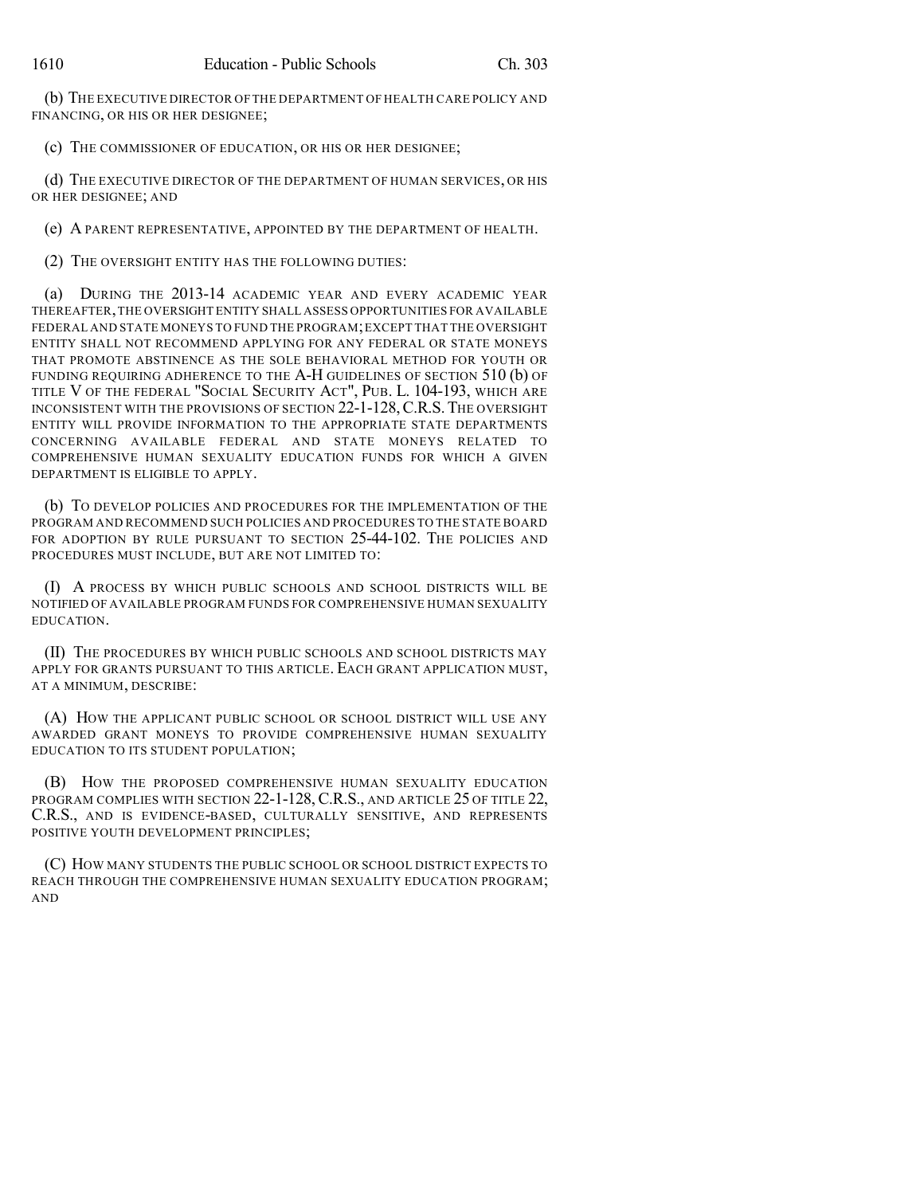(b) THE EXECUTIVE DIRECTOR OF THE DEPARTMENT OF HEALTH CARE POLICY AND FINANCING, OR HIS OR HER DESIGNEE;

(c) THE COMMISSIONER OF EDUCATION, OR HIS OR HER DESIGNEE;

(d) THE EXECUTIVE DIRECTOR OF THE DEPARTMENT OF HUMAN SERVICES, OR HIS OR HER DESIGNEE; AND

(e) A PARENT REPRESENTATIVE, APPOINTED BY THE DEPARTMENT OF HEALTH.

(2) THE OVERSIGHT ENTITY HAS THE FOLLOWING DUTIES:

(a) DURING THE 2013-14 ACADEMIC YEAR AND EVERY ACADEMIC YEAR THEREAFTER, THE OVERSIGHT ENTITY SHALL ASSESS OPPORTUNITIES FOR AVAILABLE FEDERAL AND STATE MONEYS TO FUND THE PROGRAM; EXCEPT THAT THE OVERSIGHT ENTITY SHALL NOT RECOMMEND APPLYING FOR ANY FEDERAL OR STATE MONEYS THAT PROMOTE ABSTINENCE AS THE SOLE BEHAVIORAL METHOD FOR YOUTH OR FUNDING REQUIRING ADHERENCE TO THE A-H GUIDELINES OF SECTION 510 (b) OF TITLE V OF THE FEDERAL "SOCIAL SECURITY ACT", PUB. L. 104-193, WHICH ARE INCONSISTENT WITH THE PROVISIONS OF SECTION 22-1-128, C.R.S. THE OVERSIGHT ENTITY WILL PROVIDE INFORMATION TO THE APPROPRIATE STATE DEPARTMENTS CONCERNING AVAILABLE FEDERAL AND STATE MONEYS RELATED TO COMPREHENSIVE HUMAN SEXUALITY EDUCATION FUNDS FOR WHICH A GIVEN DEPARTMENT IS ELIGIBLE TO APPLY.

(b) TO DEVELOP POLICIES AND PROCEDURES FOR THE IMPLEMENTATION OF THE PROGRAM AND RECOMMEND SUCH POLICIES AND PROCEDURES TO THE STATE BOARD FOR ADOPTION BY RULE PURSUANT TO SECTION 25-44-102. THE POLICIES AND PROCEDURES MUST INCLUDE, BUT ARE NOT LIMITED TO:

(I) A PROCESS BY WHICH PUBLIC SCHOOLS AND SCHOOL DISTRICTS WILL BE NOTIFIED OF AVAILABLE PROGRAM FUNDS FOR COMPREHENSIVE HUMAN SEXUALITY EDUCATION.

(II) THE PROCEDURES BY WHICH PUBLIC SCHOOLS AND SCHOOL DISTRICTS MAY APPLY FOR GRANTS PURSUANT TO THIS ARTICLE. EACH GRANT APPLICATION MUST, AT A MINIMUM, DESCRIBE:

(A) HOW THE APPLICANT PUBLIC SCHOOL OR SCHOOL DISTRICT WILL USE ANY AWARDED GRANT MONEYS TO PROVIDE COMPREHENSIVE HUMAN SEXUALITY EDUCATION TO ITS STUDENT POPULATION;

(B) HOW THE PROPOSED COMPREHENSIVE HUMAN SEXUALITY EDUCATION PROGRAM COMPLIES WITH SECTION 22-1-128, C.R.S., AND ARTICLE 25 OF TITLE 22, C.R.S., AND IS EVIDENCE-BASED, CULTURALLY SENSITIVE, AND REPRESENTS POSITIVE YOUTH DEVELOPMENT PRINCIPLES;

(C) HOW MANY STUDENTS THE PUBLIC SCHOOL OR SCHOOL DISTRICT EXPECTS TO REACH THROUGH THE COMPREHENSIVE HUMAN SEXUALITY EDUCATION PROGRAM; AND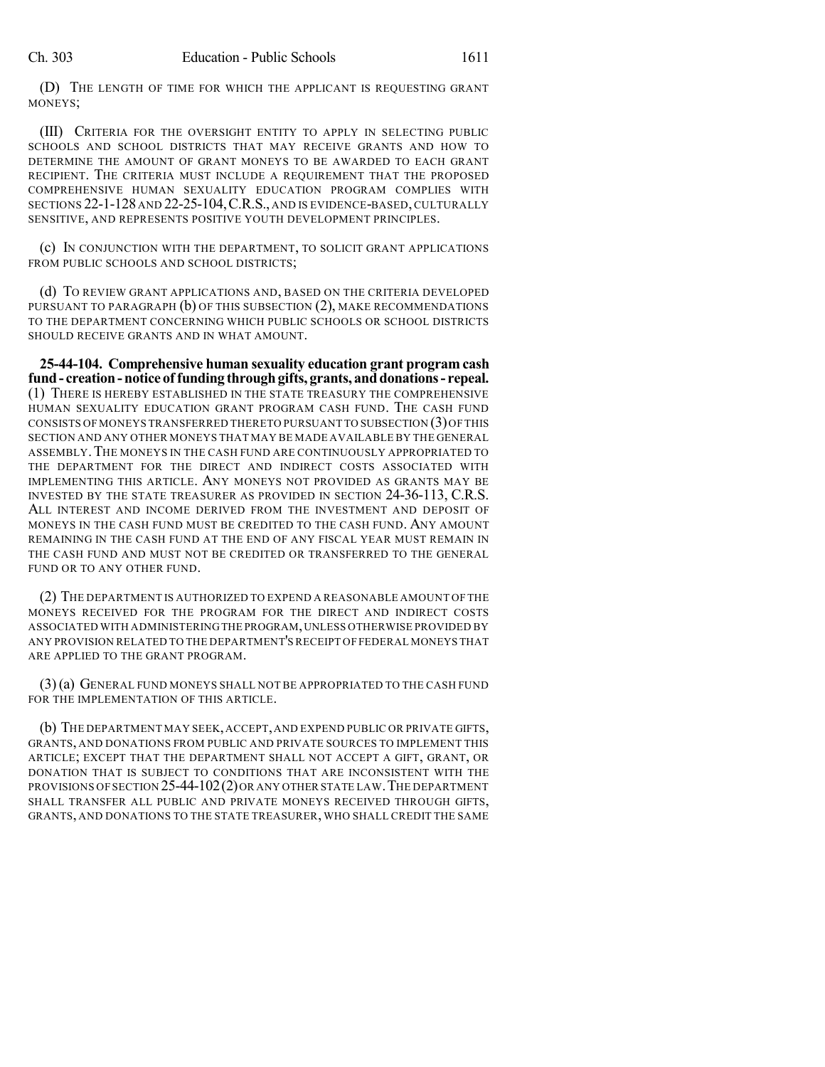(D) THE LENGTH OF TIME FOR WHICH THE APPLICANT IS REQUESTING GRANT MONEYS;

(III) CRITERIA FOR THE OVERSIGHT ENTITY TO APPLY IN SELECTING PUBLIC SCHOOLS AND SCHOOL DISTRICTS THAT MAY RECEIVE GRANTS AND HOW TO DETERMINE THE AMOUNT OF GRANT MONEYS TO BE AWARDED TO EACH GRANT RECIPIENT. THE CRITERIA MUST INCLUDE A REQUIREMENT THAT THE PROPOSED COMPREHENSIVE HUMAN SEXUALITY EDUCATION PROGRAM COMPLIES WITH SECTIONS 22-1-128 AND 22-25-104, C.R.S., AND IS EVIDENCE-BASED, CULTURALLY SENSITIVE, AND REPRESENTS POSITIVE YOUTH DEVELOPMENT PRINCIPLES.

(c) IN CONJUNCTION WITH THE DEPARTMENT, TO SOLICIT GRANT APPLICATIONS FROM PUBLIC SCHOOLS AND SCHOOL DISTRICTS;

(d) TO REVIEW GRANT APPLICATIONS AND, BASED ON THE CRITERIA DEVELOPED PURSUANT TO PARAGRAPH (b) OF THIS SUBSECTION (2), MAKE RECOMMENDATIONS TO THE DEPARTMENT CONCERNING WHICH PUBLIC SCHOOLS OR SCHOOL DISTRICTS SHOULD RECEIVE GRANTS AND IN WHAT AMOUNT.

**25-44-104. Comprehensive human sexuality education grant program cash fund - creation - notice of funding through gifts, grants, and donations - repeal.** (1) THERE IS HEREBY ESTABLISHED IN THE STATE TREASURY THE COMPREHENSIVE HUMAN SEXUALITY EDUCATION GRANT PROGRAM CASH FUND. THE CASH FUND CONSISTS OF MONEYS TRANSFERRED THERETO PURSUANT TO SUBSECTION (3) OF THIS SECTION AND ANY OTHER MONEYS THAT MAY BE MADE AVAILABLE BY THE GENERAL ASSEMBLY. THE MONEYS IN THE CASH FUND ARE CONTINUOUSLY APPROPRIATED TO THE DEPARTMENT FOR THE DIRECT AND INDIRECT COSTS ASSOCIATED WITH IMPLEMENTING THIS ARTICLE. ANY MONEYS NOT PROVIDED AS GRANTS MAY BE INVESTED BY THE STATE TREASURER AS PROVIDED IN SECTION 24-36-113, C.R.S. ALL INTEREST AND INCOME DERIVED FROM THE INVESTMENT AND DEPOSIT OF MONEYS IN THE CASH FUND MUST BE CREDITED TO THE CASH FUND. ANY AMOUNT REMAINING IN THE CASH FUND AT THE END OF ANY FISCAL YEAR MUST REMAIN IN THE CASH FUND AND MUST NOT BE CREDITED OR TRANSFERRED TO THE GENERAL FUND OR TO ANY OTHER FUND.

(2) THE DEPARTMENT IS AUTHORIZED TO EXPEND A REASONABLE AMOUNT OF THE MONEYS RECEIVED FOR THE PROGRAM FOR THE DIRECT AND INDIRECT COSTS ASSOCIATED WITH ADMINISTERING THE PROGRAM, UNLESS OTHERWISE PROVIDED BY ANY PROVISION RELATED TO THE DEPARTMENT'S RECEIPT OF FEDERAL MONEYS THAT ARE APPLIED TO THE GRANT PROGRAM.

(3) (a) GENERAL FUND MONEYS SHALL NOT BE APPROPRIATED TO THE CASH FUND FOR THE IMPLEMENTATION OF THIS ARTICLE.

(b) THE DEPARTMENT MAY SEEK, ACCEPT, AND EXPEND PUBLIC OR PRIVATE GIFTS, GRANTS, AND DONATIONS FROM PUBLIC AND PRIVATE SOURCES TO IMPLEMENT THIS ARTICLE; EXCEPT THAT THE DEPARTMENT SHALL NOT ACCEPT A GIFT, GRANT, OR DONATION THAT IS SUBJECT TO CONDITIONS THAT ARE INCONSISTENT WITH THE PROVISIONS OF SECTION 25-44-102 (2) OR ANY OTHER STATE LAW. THE DEPARTMENT SHALL TRANSFER ALL PUBLIC AND PRIVATE MONEYS RECEIVED THROUGH GIFTS, GRANTS, AND DONATIONS TO THE STATE TREASURER, WHO SHALL CREDIT THE SAME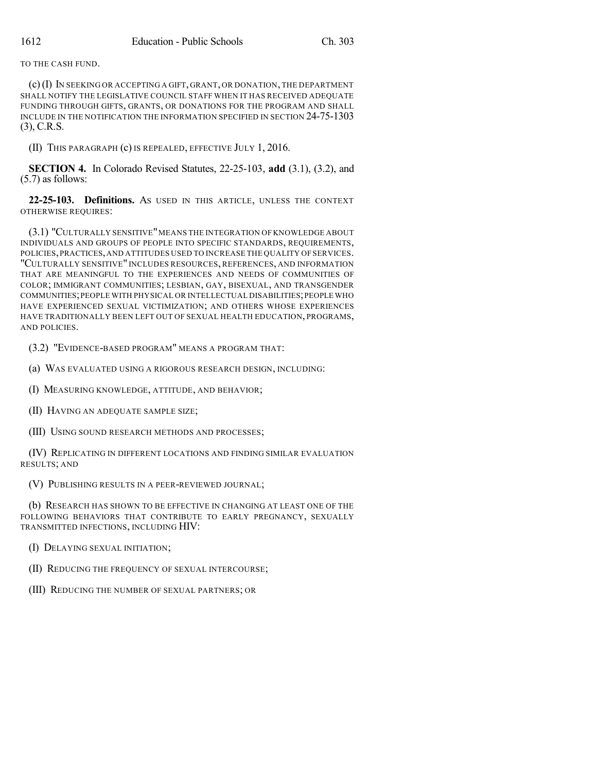TO THE CASH FUND.

(c) (I) IN SEEKING OR ACCEPTING A GIFT, GRANT, OR DONATION, THE DEPARTMENT SHALL NOTIFY THE LEGISLATIVE COUNCIL STAFF WHEN IT HAS RECEIVED ADEQUATE FUNDING THROUGH GIFTS, GRANTS, OR DONATIONS FOR THE PROGRAM AND SHALL INCLUDE IN THE NOTIFICATION THE INFORMATION SPECIFIED IN SECTION 24-75-1303 (3), C.R.S.

(II) THIS PARAGRAPH (c) IS REPEALED, EFFECTIVE JULY 1, 2016.

**SECTION 4.** In Colorado Revised Statutes, 22-25-103, **add** (3.1), (3.2), and (5.7) as follows:

**22-25-103. Definitions.** AS USED IN THIS ARTICLE, UNLESS THE CONTEXT OTHERWISE REQUIRES:

(3.1) "CULTURALLY SENSITIVE" MEANS THE INTEGRATION OF KNOWLEDGE ABOUT INDIVIDUALS AND GROUPS OF PEOPLE INTO SPECIFIC STANDARDS, REQUIREMENTS, POLICIES, PRACTICES, AND ATTITUDES USED TO INCREASE THE QUALITY OF SERVICES. "CULTURALLY SENSITIVE" INCLUDES RESOURCES, REFERENCES, AND INFORMATION THAT ARE MEANINGFUL TO THE EXPERIENCES AND NEEDS OF COMMUNITIES OF COLOR; IMMIGRANT COMMUNITIES; LESBIAN, GAY, BISEXUAL, AND TRANSGENDER COMMUNITIES; PEOPLE WITH PHYSICAL OR INTELLECTUAL DISABILITIES; PEOPLE WHO HAVE EXPERIENCED SEXUAL VICTIMIZATION; AND OTHERS WHOSE EXPERIENCES HAVE TRADITIONALLY BEEN LEFT OUT OF SEXUAL HEALTH EDUCATION, PROGRAMS, AND POLICIES.

(3.2) "EVIDENCE-BASED PROGRAM" MEANS A PROGRAM THAT:

(a) WAS EVALUATED USING A RIGOROUS RESEARCH DESIGN, INCLUDING:

(I) MEASURING KNOWLEDGE, ATTITUDE, AND BEHAVIOR;

(II) HAVING AN ADEQUATE SAMPLE SIZE;

(III) USING SOUND RESEARCH METHODS AND PROCESSES;

(IV) REPLICATING IN DIFFERENT LOCATIONS AND FINDING SIMILAR EVALUATION RESULTS; AND

(V) PUBLISHING RESULTS IN A PEER-REVIEWED JOURNAL;

(b) RESEARCH HAS SHOWN TO BE EFFECTIVE IN CHANGING AT LEAST ONE OF THE FOLLOWING BEHAVIORS THAT CONTRIBUTE TO EARLY PREGNANCY, SEXUALLY TRANSMITTED INFECTIONS, INCLUDING HIV:

(I) DELAYING SEXUAL INITIATION;

(II) REDUCING THE FREQUENCY OF SEXUAL INTERCOURSE;

(III) REDUCING THE NUMBER OF SEXUAL PARTNERS; OR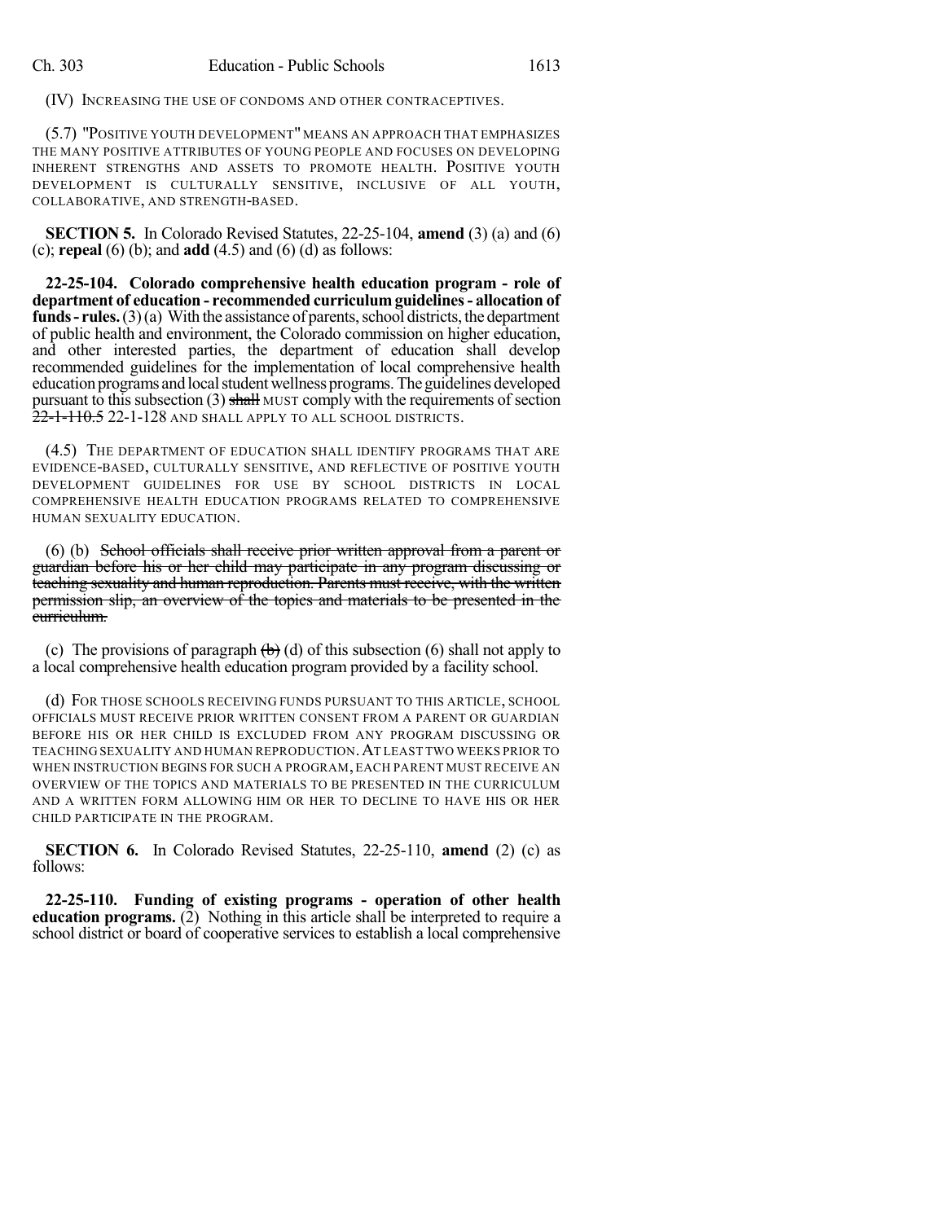(IV) INCREASING THE USE OF CONDOMS AND OTHER CONTRACEPTIVES.

(5.7) "POSITIVE YOUTH DEVELOPMENT" MEANS AN APPROACH THAT EMPHASIZES THE MANY POSITIVE ATTRIBUTES OF YOUNG PEOPLE AND FOCUSES ON DEVELOPING INHERENT STRENGTHS AND ASSETS TO PROMOTE HEALTH. POSITIVE YOUTH DEVELOPMENT IS CULTURALLY SENSITIVE, INCLUSIVE OF ALL YOUTH, COLLABORATIVE, AND STRENGTH-BASED.

**SECTION 5.** In Colorado Revised Statutes, 22-25-104, **amend** (3) (a) and (6) (c); **repeal** (6) (b); and **add** (4.5) and (6) (d) as follows:

**22-25-104. Colorado comprehensive health education program - role of department of education - recommended curriculum guidelines - allocation of funds - rules.** (3) (a) With the assistance of parents, school districts, the department of public health and environment, the Colorado commission on higher education, and other interested parties, the department of education shall develop recommended guidelines for the implementation of local comprehensive health education programs and local student wellness programs. The guidelines developed pursuant to this subsection (3) ~~shall~~ MUST comply with the requirements of section ~~22-1-110.5~~ 22-1-128 AND SHALL APPLY TO ALL SCHOOL DISTRICTS.

(4.5) THE DEPARTMENT OF EDUCATION SHALL IDENTIFY PROGRAMS THAT ARE EVIDENCE-BASED, CULTURALLY SENSITIVE, AND REFLECTIVE OF POSITIVE YOUTH DEVELOPMENT GUIDELINES FOR USE BY SCHOOL DISTRICTS IN LOCAL COMPREHENSIVE HEALTH EDUCATION PROGRAMS RELATED TO COMPREHENSIVE HUMAN SEXUALITY EDUCATION.

(6) (b) ~~School officials shall receive prior written approval from a parent or guardian before his or her child may participate in any program discussing or teaching sexuality and human reproduction. Parents must receive, with the written permission slip, an overview of the topics and materials to be presented in the curriculum.~~

(c) The provisions of paragraph ~~(b)~~ (d) of this subsection (6) shall not apply to a local comprehensive health education program provided by a facility school.

(d) FOR THOSE SCHOOLS RECEIVING FUNDS PURSUANT TO THIS ARTICLE, SCHOOL OFFICIALS MUST RECEIVE PRIOR WRITTEN CONSENT FROM A PARENT OR GUARDIAN BEFORE HIS OR HER CHILD IS EXCLUDED FROM ANY PROGRAM DISCUSSING OR TEACHING SEXUALITY AND HUMAN REPRODUCTION. AT LEAST TWO WEEKS PRIOR TO WHEN INSTRUCTION BEGINS FOR SUCH A PROGRAM, EACH PARENT MUST RECEIVE AN OVERVIEW OF THE TOPICS AND MATERIALS TO BE PRESENTED IN THE CURRICULUM AND A WRITTEN FORM ALLOWING HIM OR HER TO DECLINE TO HAVE HIS OR HER CHILD PARTICIPATE IN THE PROGRAM.

**SECTION 6.** In Colorado Revised Statutes, 22-25-110, **amend** (2) (c) as follows:

**22-25-110. Funding of existing programs - operation of other health education programs.** (2) Nothing in this article shall be interpreted to require a school district or board of cooperative services to establish a local comprehensive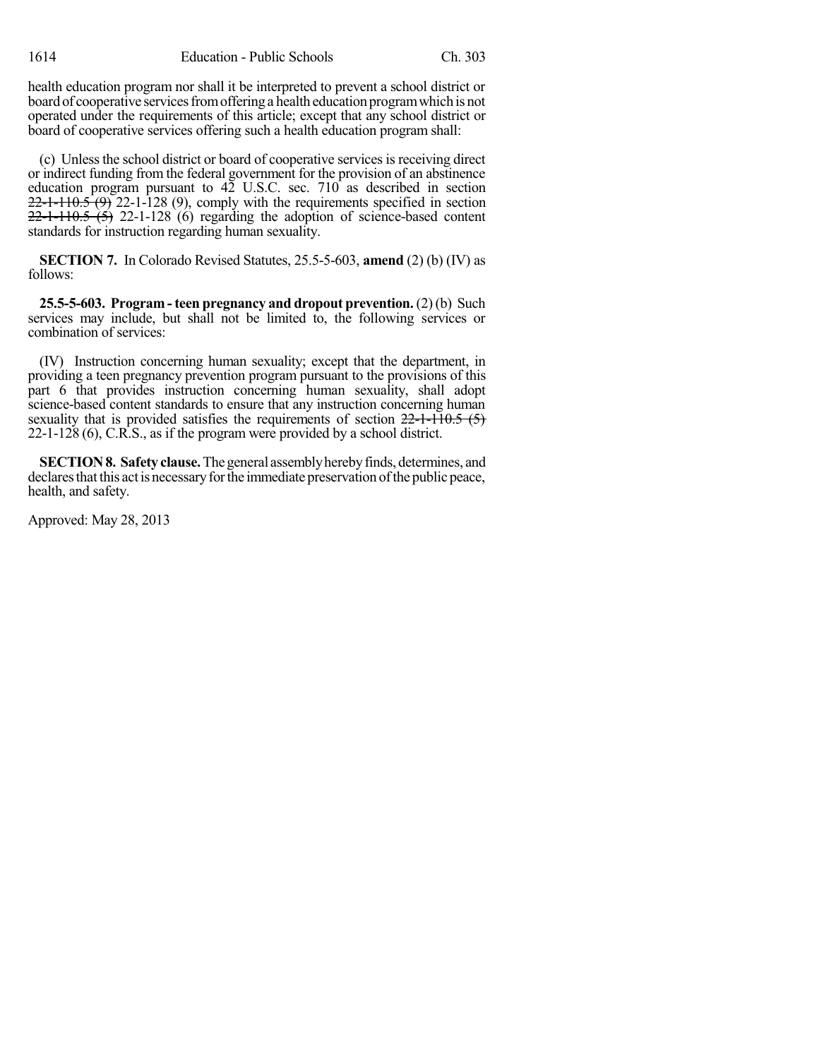health education program nor shall it be interpreted to prevent a school district or board of cooperative services from offering a health education program which is not operated under the requirements of this article; except that any school district or board of cooperative services offering such a health education program shall:

(c) Unless the school district or board of cooperative services is receiving direct or indirect funding from the federal government for the provision of an abstinence education program pursuant to 42 U.S.C. sec. 710 as described in section ~~22-1-110.5 (9)~~ 22-1-128 (9), comply with the requirements specified in section ~~22-1-110.5 (5)~~ 22-1-128 (6) regarding the adoption of science-based content standards for instruction regarding human sexuality.

**SECTION 7.** In Colorado Revised Statutes, 25.5-5-603, **amend** (2) (b) (IV) as follows:

**25.5-5-603. Program - teen pregnancy and dropout prevention.** (2) (b) Such services may include, but shall not be limited to, the following services or combination of services:

(IV) Instruction concerning human sexuality; except that the department, in providing a teen pregnancy prevention program pursuant to the provisions of this part 6 that provides instruction concerning human sexuality, shall adopt science-based content standards to ensure that any instruction concerning human sexuality that is provided satisfies the requirements of section ~~22-1-110.5 (5)~~ 22-1-128 (6), C.R.S., as if the program were provided by a school district.

**SECTION 8. Safety clause.** The general assembly hereby finds, determines, and declares that this act is necessary for the immediate preservation of the public peace, health, and safety.

Approved: May 28, 2013